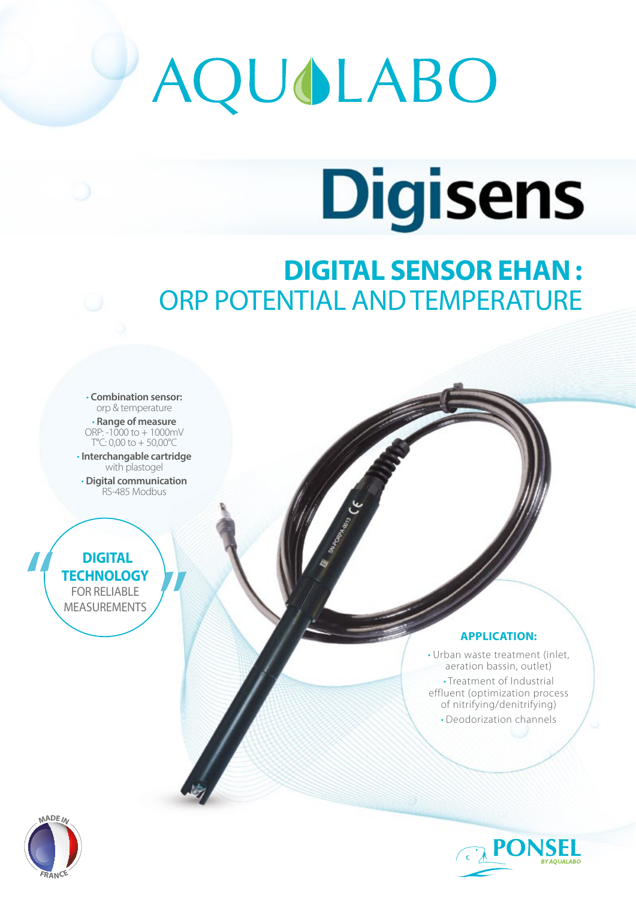# AQUALABO

# Digisens

## DIGITAL SENSOR EHAN : ORP POTENTIAL AND TEMPERATURE

- **Combination sensor:** orp & temperature
- **Range of measure** ORP: -1000 to + 1000mV T°C: 0,00 to + 50,00°C
- **Interchangable cartridge** with plastogel
- **Digital communication** RS-485 Modbus

"**DIGITAL TECHNOLOGY** FOR RELIABLE MEASUREMENTS"

### APPLICATION:

- Urban waste treatment (inlet, aeration bassin, outlet)
- Treatment of Industrial effluent (optimization process of nitrifying/denitrifying)
- Deodorization channels

MADE IN FRANCE

PONSEL BY AQUALABO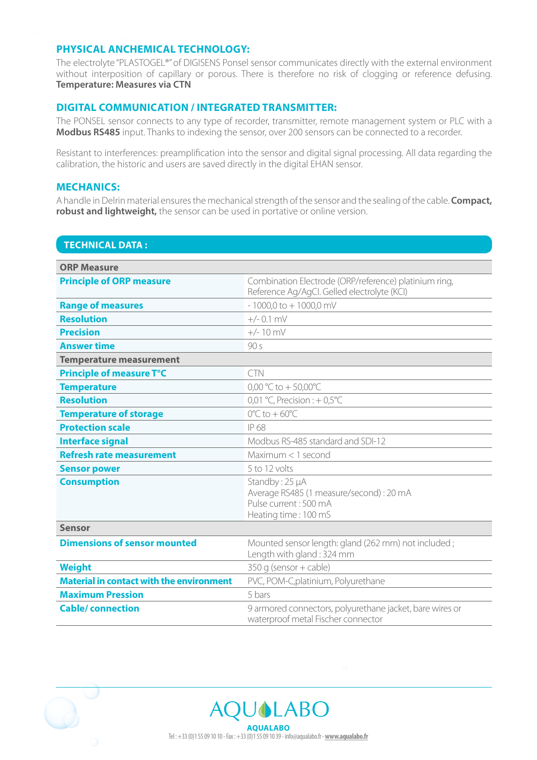## PHYSICAL ANCHEMICAL TECHNOLOGY:

The electrolyte "PLASTOGEL®" of DIGISENS Ponsel sensor communicates directly with the external environment without interposition of capillary or porous. There is therefore no risk of clogging or reference defusing. **Temperature: Measures via CTN**

## DIGITAL COMMUNICATION / INTEGRATED TRANSMITTER:

The PONSEL sensor connects to any type of recorder, transmitter, remote management system or PLC with a **Modbus RS485** input. Thanks to indexing the sensor, over 200 sensors can be connected to a recorder.

Resistant to interferences: preamplification into the sensor and digital signal processing. All data regarding the calibration, the historic and users are saved directly in the digital EHAN sensor.

## MECHANICS:

A handle in Delrin material ensures the mechanical strength of the sensor and the sealing of the cable. **Compact, robust and lightweight,** the sensor can be used in portative or online version.

## TECHNICAL DATA :

| | |
|---|---|
| **ORP Measure** | |
| **Principle of ORP measure** | Combination Electrode (ORP/reference) platinium ring, Reference Ag/AgCl. Gelled electrolyte (KCl) |
| **Range of measures** | - 1000,0 to + 1000,0 mV |
| **Resolution** | +/- 0.1 mV |
| **Precision** | +/- 10 mV |
| **Answer time** | 90 s |
| **Temperature measurement** | |
| **Principle of measure T°C** | CTN |
| **Temperature** | 0,00 °C to + 50,00°C |
| **Resolution** | 0,01 °C, Precision : + 0,5°C |
| **Temperature of storage** | 0°C to + 60°C |
| **Protection scale** | IP 68 |
| **Interface signal** | Modbus RS-485 standard and SDI-12 |
| **Refresh rate measurement** | Maximum < 1 second |
| **Sensor power** | 5 to 12 volts |
| **Consumption** | Standby : 25 µA<br>Average RS485 (1 measure/second) : 20 mA<br>Pulse current : 500 mA<br>Heating time : 100 mS |
| **Sensor** | |
| **Dimensions of sensor mounted** | Mounted sensor length: gland (262 mm) not included ;<br>Length with gland : 324 mm |
| **Weight** | 350 g (sensor + cable) |
| **Material in contact with the environment** | PVC, POM-C,platinium, Polyurethane |
| **Maximum Pression** | 5 bars |
| **Cable/ connection** | 9 armored connectors, polyurethane jacket, bare wires or waterproof metal Fischer connector |

AQUALABO

AQUALABO

Tel : +33 (0)1 55 09 10 10 - Fax : +33 (0)1 55 09 10 39 - info@aqualabo.fr - www.aqualabo.fr